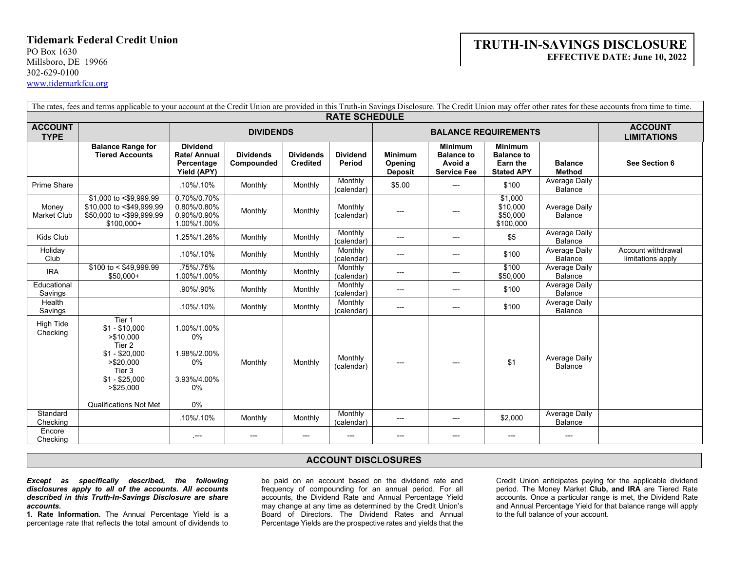**Tidemark Federal Credit Union**
PO Box 1630
Millsboro, DE 19966
302-629-0100
www.tidemarkfcu.org

# TRUTH-IN-SAVINGS DISCLOSURE

**EFFECTIVE DATE: June 10, 2022**

The rates, fees and terms applicable to your account at the Credit Union are provided in this Truth-in Savings Disclosure. The Credit Union may offer other rates for these accounts from time to time.

## RATE SCHEDULE

| ACCOUNT TYPE | | DIVIDENDS | | | | BALANCE REQUIREMENTS | | | | ACCOUNT LIMITATIONS |
|---|---|---|---|---|---|---|---|---|---|---|
| | **Balance Range for Tiered Accounts** | **Dividend Rate/ Annual Percentage Yield (APY)** | **Dividends Compounded** | **Dividends Credited** | **Dividend Period** | **Minimum Opening Deposit** | **Minimum Balance to Avoid a Service Fee** | **Minimum Balance to Earn the Stated APY** | **Balance Method** | **See Section 6** |
| Prime Share | | .10%/.10% | Monthly | Monthly | Monthly (calendar) | $5.00 | --- | $100 | Average Daily Balance | |
| Money Market Club | $1,000 to <$9,999.99<br>$10,000 to <$49,999.99<br>$50,000 to <$99,999.99<br>$100,000+ | 0.70%/0.70%<br>0.80%/0.80%<br>0.90%/0.90%<br>1.00%/1.00% | Monthly | Monthly | Monthly (calendar) | --- | --- | $1,000<br>$10,000<br>$50,000<br>$100,000 | Average Daily Balance | |
| Kids Club | | 1.25%/1.26% | Monthly | Monthly | Monthly (calendar) | --- | --- | $5 | Average Daily Balance | |
| Holiday Club | | .10%/.10% | Monthly | Monthly | Monthly (calendar) | --- | --- | $100 | Average Daily Balance | Account withdrawal limitations apply |
| IRA | $100 to < $49,999.99<br>$50,000+ | .75%/.75%<br>1.00%/1.00% | Monthly | Monthly | Monthly (calendar) | --- | --- | $100<br>$50,000 | Average Daily Balance | |
| Educational Savings | | .90%/.90% | Monthly | Monthly | Monthly (calendar) | --- | --- | $100 | Average Daily Balance | |
| Health Savings | | .10%/.10% | Monthly | Monthly | Monthly (calendar) | --- | --- | $100 | Average Daily Balance | |
| High Tide Checking | Tier 1<br>$1 - $10,000<br>>$10,000<br>Tier 2<br>$1 - $20,000<br>>$20,000<br>Tier 3<br>$1 - $25,000<br>>$25,000<br><br>Qualifications Not Met | 1.00%/1.00%<br>0%<br><br>1.98%/2.00%<br>0%<br><br>3.93%/4.00%<br>0%<br><br>0% | Monthly | Monthly | Monthly (calendar) | --- | --- | $1 | Average Daily Balance | |
| Standard Checking | | .10%/.10% | Monthly | Monthly | Monthly (calendar) | --- | --- | $2,000 | Average Daily Balance | |
| Encore Checking | | .--- | --- | --- | --- | --- | --- | --- | --- | |

## ACCOUNT DISCLOSURES

***Except as specifically described, the following disclosures apply to all of the accounts. All accounts described in this Truth-In-Savings Disclosure are share accounts.***

**1. Rate Information.** The Annual Percentage Yield is a percentage rate that reflects the total amount of dividends to be paid on an account based on the dividend rate and frequency of compounding for an annual period. For all accounts, the Dividend Rate and Annual Percentage Yield may change at any time as determined by the Credit Union's Board of Directors. The Dividend Rates and Annual Percentage Yields are the prospective rates and yields that the Credit Union anticipates paying for the applicable dividend period. The Money Market **Club, and IRA** are Tiered Rate accounts. Once a particular range is met, the Dividend Rate and Annual Percentage Yield for that balance range will apply to the full balance of your account.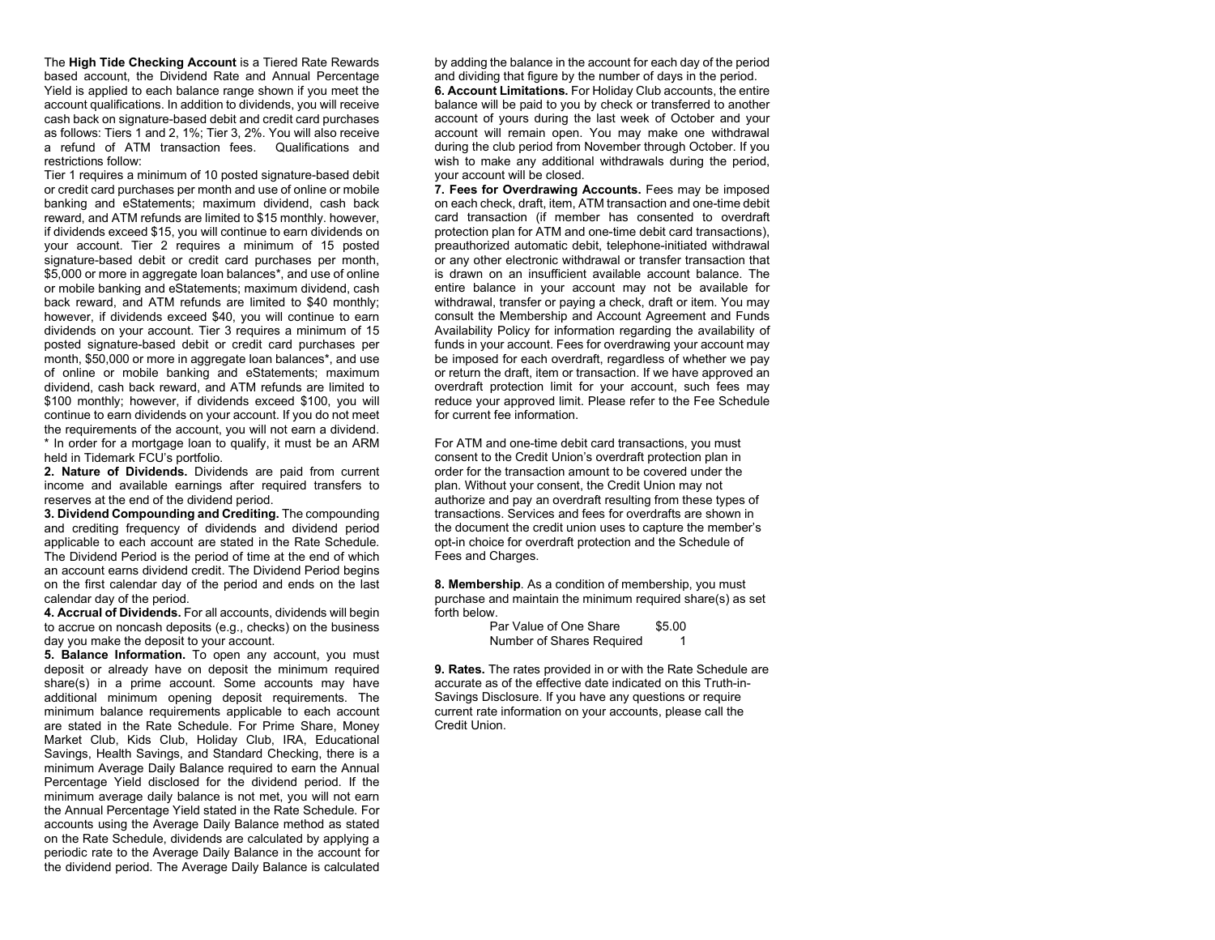The **High Tide Checking Account** is a Tiered Rate Rewards based account, the Dividend Rate and Annual Percentage Yield is applied to each balance range shown if you meet the account qualifications. In addition to dividends, you will receive cash back on signature-based debit and credit card purchases as follows: Tiers 1 and 2, 1%; Tier 3, 2%. You will also receive a refund of ATM transaction fees. Qualifications and restrictions follow:

Tier 1 requires a minimum of 10 posted signature-based debit or credit card purchases per month and use of online or mobile banking and eStatements; maximum dividend, cash back reward, and ATM refunds are limited to $15 monthly. however, if dividends exceed $15, you will continue to earn dividends on your account. Tier 2 requires a minimum of 15 posted signature-based debit or credit card purchases per month, $5,000 or more in aggregate loan balances*, and use of online or mobile banking and eStatements; maximum dividend, cash back reward, and ATM refunds are limited to $40 monthly; however, if dividends exceed $40, you will continue to earn dividends on your account. Tier 3 requires a minimum of 15 posted signature-based debit or credit card purchases per month, $50,000 or more in aggregate loan balances*, and use of online or mobile banking and eStatements; maximum dividend, cash back reward, and ATM refunds are limited to $100 monthly; however, if dividends exceed $100, you will continue to earn dividends on your account. If you do not meet the requirements of the account, you will not earn a dividend.

* In order for a mortgage loan to qualify, it must be an ARM held in Tidemark FCU's portfolio.

**2. Nature of Dividends.** Dividends are paid from current income and available earnings after required transfers to reserves at the end of the dividend period.

**3. Dividend Compounding and Crediting.** The compounding and crediting frequency of dividends and dividend period applicable to each account are stated in the Rate Schedule. The Dividend Period is the period of time at the end of which an account earns dividend credit. The Dividend Period begins on the first calendar day of the period and ends on the last calendar day of the period.

**4. Accrual of Dividends.** For all accounts, dividends will begin to accrue on noncash deposits (e.g., checks) on the business day you make the deposit to your account.

**5. Balance Information.** To open any account, you must deposit or already have on deposit the minimum required share(s) in a prime account. Some accounts may have additional minimum opening deposit requirements. The minimum balance requirements applicable to each account are stated in the Rate Schedule. For Prime Share, Money Market Club, Kids Club, Holiday Club, IRA, Educational Savings, Health Savings, and Standard Checking, there is a minimum Average Daily Balance required to earn the Annual Percentage Yield disclosed for the dividend period. If the minimum average daily balance is not met, you will not earn the Annual Percentage Yield stated in the Rate Schedule. For accounts using the Average Daily Balance method as stated on the Rate Schedule, dividends are calculated by applying a periodic rate to the Average Daily Balance in the account for the dividend period. The Average Daily Balance is calculated by adding the balance in the account for each day of the period and dividing that figure by the number of days in the period.

**6. Account Limitations.** For Holiday Club accounts, the entire balance will be paid to you by check or transferred to another account of yours during the last week of October and your account will remain open. You may make one withdrawal during the club period from November through October. If you wish to make any additional withdrawals during the period, your account will be closed.

**7. Fees for Overdrawing Accounts.** Fees may be imposed on each check, draft, item, ATM transaction and one-time debit card transaction (if member has consented to overdraft protection plan for ATM and one-time debit card transactions), preauthorized automatic debit, telephone-initiated withdrawal or any other electronic withdrawal or transfer transaction that is drawn on an insufficient available account balance. The entire balance in your account may not be available for withdrawal, transfer or paying a check, draft or item. You may consult the Membership and Account Agreement and Funds Availability Policy for information regarding the availability of funds in your account. Fees for overdrawing your account may be imposed for each overdraft, regardless of whether we pay or return the draft, item or transaction. If we have approved an overdraft protection limit for your account, such fees may reduce your approved limit. Please refer to the Fee Schedule for current fee information.

For ATM and one-time debit card transactions, you must consent to the Credit Union's overdraft protection plan in order for the transaction amount to be covered under the plan. Without your consent, the Credit Union may not authorize and pay an overdraft resulting from these types of transactions. Services and fees for overdrafts are shown in the document the credit union uses to capture the member's opt-in choice for overdraft protection and the Schedule of Fees and Charges.

**8. Membership**. As a condition of membership, you must purchase and maintain the minimum required share(s) as set forth below.

| | |
|---|---|
| Par Value of One Share | $5.00 |
| Number of Shares Required | 1 |

**9. Rates.** The rates provided in or with the Rate Schedule are accurate as of the effective date indicated on this Truth-in-Savings Disclosure. If you have any questions or require current rate information on your accounts, please call the Credit Union.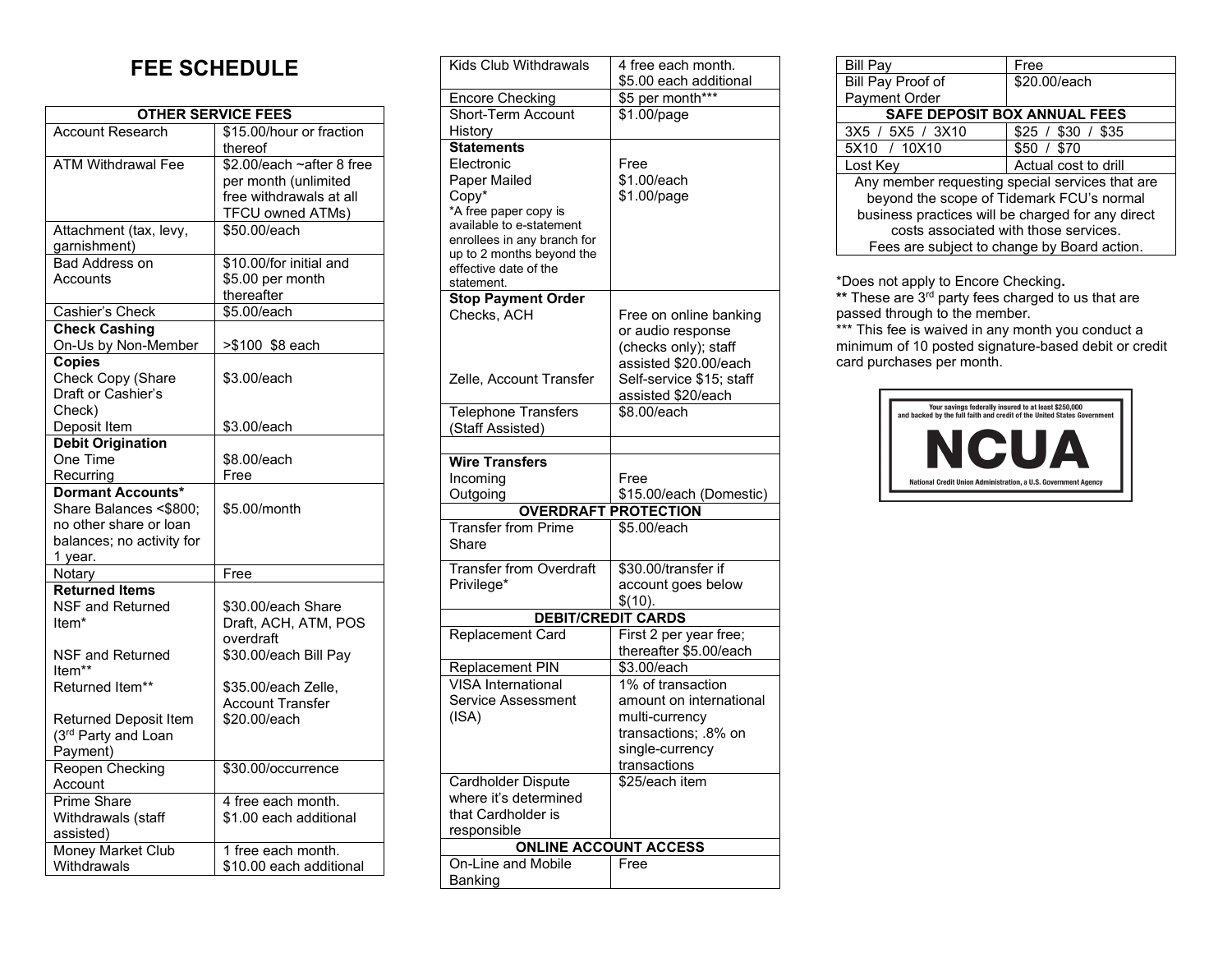# FEE SCHEDULE

| OTHER SERVICE FEES | |
|---|---|
| Account Research | $15.00/hour or fraction thereof |
| ATM Withdrawal Fee | $2.00/each ~after 8 free per month (unlimited free withdrawals at all TFCU owned ATMs) |
| Attachment (tax, levy, garnishment) | $50.00/each |
| Bad Address on Accounts | $10.00/for initial and $5.00 per month thereafter |
| Cashier's Check | $5.00/each |
| **Check Cashing**<br>On-Us by Non-Member | <br>>$100  $8 each |
| **Copies**<br>Check Copy (Share Draft or Cashier's Check)<br>Deposit Item | <br>$3.00/each<br><br>$3.00/each |
| **Debit Origination**<br>One Time<br>Recurring | <br>$8.00/each<br>Free |
| **Dormant Accounts***<br>Share Balances <$800; no other share or loan balances; no activity for 1 year. | <br>$5.00/month |
| Notary | Free |
| **Returned Items**<br>NSF and Returned Item*<br>NSF and Returned Item**<br>Returned Item**<br>Returned Deposit Item (3rd Party and Loan Payment) | <br>$30.00/each Share Draft, ACH, ATM, POS overdraft<br>$30.00/each Bill Pay<br>$35.00/each Zelle, Account Transfer<br>$20.00/each |
| Reopen Checking Account | $30.00/occurrence |
| Prime Share Withdrawals (staff assisted) | 4 free each month. $1.00 each additional |
| Money Market Club Withdrawals | 1 free each month. $10.00 each additional |
| Kids Club Withdrawals | 4 free each month. $5.00 each additional |
| Encore Checking | $5 per month*** |
| Short-Term Account History | $1.00/page |
| **Statements**<br>Electronic<br>Paper Mailed<br>Copy*<br>*A free paper copy is available to e-statement enrollees in any branch for up to 2 months beyond the effective date of the statement. | <br>Free<br>$1.00/each<br>$1.00/page |
| **Stop Payment Order**<br>Checks, ACH<br><br>Zelle, Account Transfer | <br>Free on online banking or audio response (checks only); staff assisted $20.00/each<br>Self-service $15; staff assisted $20/each |
| Telephone Transfers (Staff Assisted) | $8.00/each |
| | |
| **Wire Transfers**<br>Incoming<br>Outgoing | <br>Free<br>$15.00/each (Domestic) |
| **OVERDRAFT PROTECTION** | |
| Transfer from Prime Share | $5.00/each |
| Transfer from Overdraft Privilege* | $30.00/transfer if account goes below $(10). |
| **DEBIT/CREDIT CARDS** | |
| Replacement Card | First 2 per year free; thereafter $5.00/each |
| Replacement PIN | $3.00/each |
| VISA International Service Assessment (ISA) | 1% of transaction amount on international multi-currency transactions; .8% on single-currency transactions |
| Cardholder Dispute where it's determined that Cardholder is responsible | $25/each item |
| **ONLINE ACCOUNT ACCESS** | |
| On-Line and Mobile Banking | Free |
| Bill Pay | Free |
| Bill Pay Proof of Payment Order | $20.00/each |
| **SAFE DEPOSIT BOX ANNUAL FEES** | |
| 3X5 / 5X5 / 3X10 | $25 / $30 / $35 |
| 5X10 / 10X10 | $50 / $70 |
| Lost Key | Actual cost to drill |

Any member requesting special services that are beyond the scope of Tidemark FCU's normal business practices will be charged for any direct costs associated with those services.
Fees are subject to change by Board action.

*Does not apply to Encore Checking**.**
** These are 3rd party fees charged to us that are passed through to the member.
*** This fee is waived in any month you conduct a minimum of 10 posted signature-based debit or credit card purchases per month.

Your savings federally insured to at least $250,000 and backed by the full faith and credit of the United States Government
NCUA
National Credit Union Administration, a U.S. Government Agency